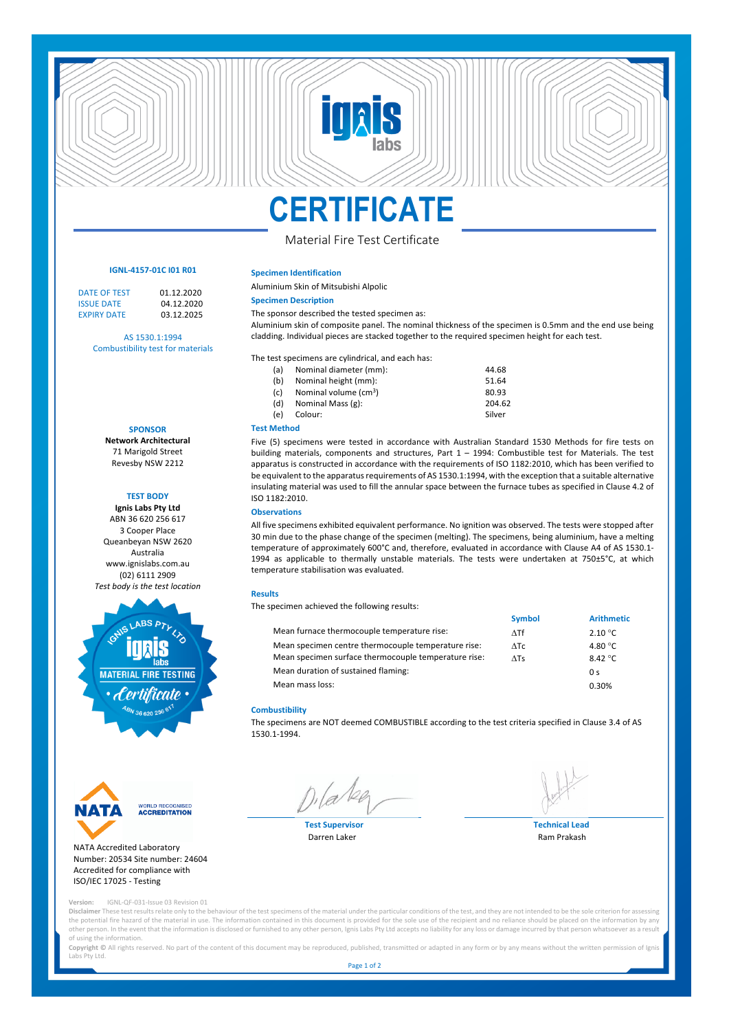# CERTIFICATE

Material Fire Test Certificate

**IGNL-4157-01C I01 R01**

| | |
|---|---|
| DATE OF TEST | 01.12.2020 |
| ISSUE DATE | 04.12.2020 |
| EXPIRY DATE | 03.12.2025 |

AS 1530.1:1994
Combustibility test for materials

### SPONSOR

**Network Architectural**
71 Marigold Street
Revesby NSW 2212

### TEST BODY

**Ignis Labs Pty Ltd**
ABN 36 620 256 617
3 Cooper Place
Queanbeyan NSW 2620
Australia
www.ignislabs.com.au
(02) 6111 2909
*Test body is the test location*

### Specimen Identification

Aluminium Skin of Mitsubishi Alpolic

### Specimen Description

The sponsor described the tested specimen as:

Aluminium skin of composite panel. The nominal thickness of the specimen is 0.5mm and the end use being cladding. Individual pieces are stacked together to the required specimen height for each test.

The test specimens are cylindrical, and each has:

| | | |
|---|---|---|
| (a) | Nominal diameter (mm): | 44.68 |
| (b) | Nominal height (mm): | 51.64 |
| (c) | Nominal volume ($cm^3$) | 80.93 |
| (d) | Nominal Mass (g): | 204.62 |
| (e) | Colour: | Silver |

### Test Method

Five (5) specimens were tested in accordance with Australian Standard 1530 Methods for fire tests on building materials, components and structures, Part 1 – 1994: Combustible test for Materials. The test apparatus is constructed in accordance with the requirements of ISO 1182:2010, which has been verified to be equivalent to the apparatus requirements of AS 1530.1:1994, with the exception that a suitable alternative insulating material was used to fill the annular space between the furnace tubes as specified in Clause 4.2 of ISO 1182:2010.

### Observations

All five specimens exhibited equivalent performance. No ignition was observed. The tests were stopped after 30 min due to the phase change of the specimen (melting). The specimens, being aluminium, have a melting temperature of approximately 600°C and, therefore, evaluated in accordance with Clause A4 of AS 1530.1-1994 as applicable to thermally unstable materials. The tests were undertaken at 750±5°C, at which temperature stabilisation was evaluated.

### Results

The specimen achieved the following results:

| | Symbol | Arithmetic |
|---|---|---|
| Mean furnace thermocouple temperature rise: | $\Delta T_f$ | 2.10 °C |
| Mean specimen centre thermocouple temperature rise: | $\Delta T_c$ | 4.80 °C |
| Mean specimen surface thermocouple temperature rise: | $\Delta T_s$ | 8.42 °C |
| Mean duration of sustained flaming: | | 0 s |
| Mean mass loss: | | 0.30% |

### Combustibility

The specimens are NOT deemed COMBUSTIBLE according to the test criteria specified in Clause 3.4 of AS 1530.1-1994.

NATA — WORLD RECOGNISED ACCREDITATION

NATA Accredited Laboratory Number: 20534 Site number: 24604 Accredited for compliance with ISO/IEC 17025 - Testing

**Test Supervisor**
Darren Laker

**Technical Lead**
Ram Prakash

**Version:** IGNL-QF-031-Issue 03 Revision 01

**Disclaimer** These test results relate only to the behaviour of the test specimens of the material under the particular conditions of the test, and they are not intended to be the sole criterion for assessing the potential fire hazard of the material in use. The information contained in this document is provided for the sole use of the recipient and no reliance should be placed on the information by any other person. In the event that the information is disclosed or furnished to any other person, Ignis Labs Pty Ltd accepts no liability for any loss or damage incurred by that person whatsoever as a result of using the information.

**Copyright ©** All rights reserved. No part of the content of this document may be reproduced, published, transmitted or adapted in any form or by any means without the written permission of Ignis Labs Pty Ltd.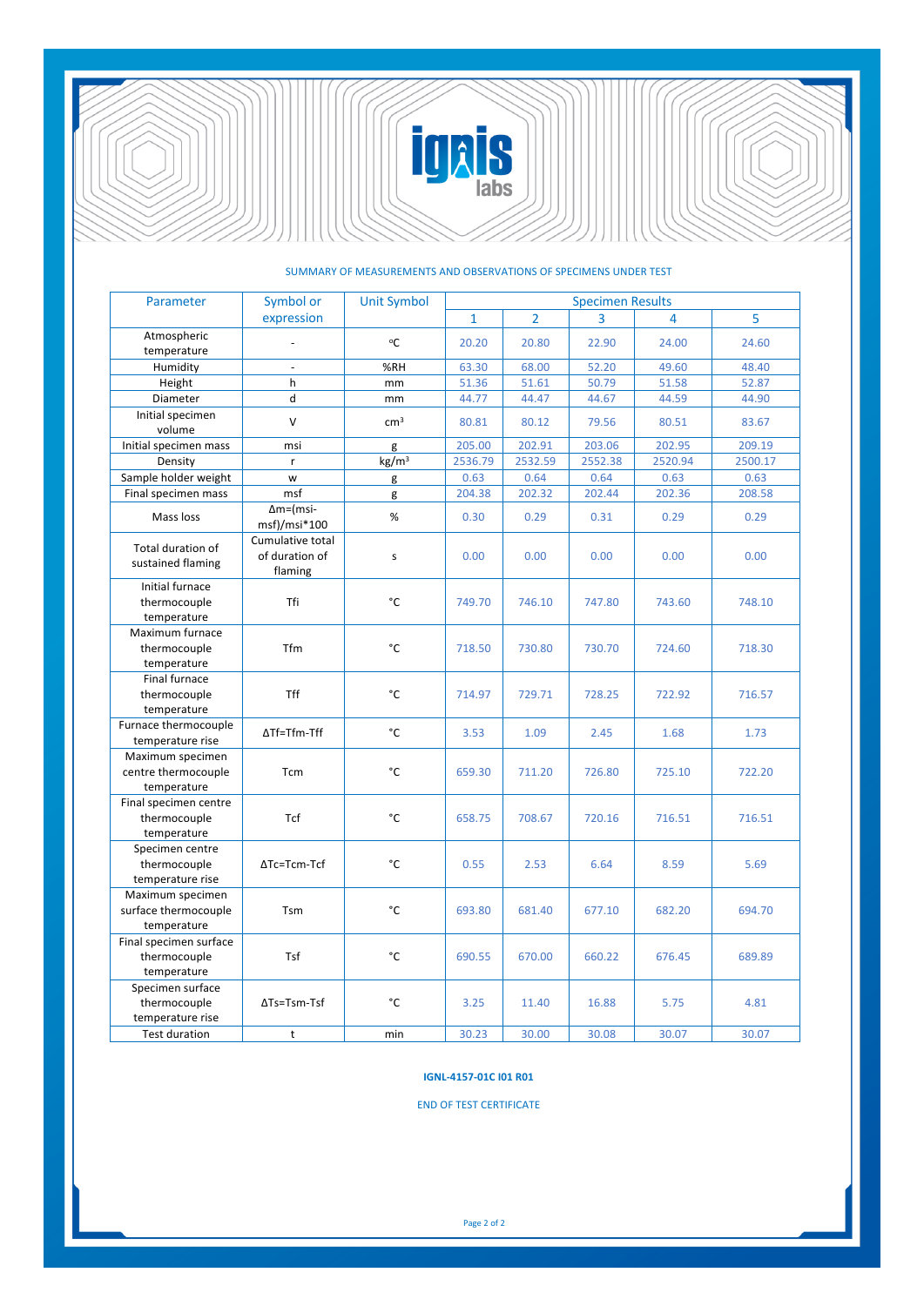SUMMARY OF MEASUREMENTS AND OBSERVATIONS OF SPECIMENS UNDER TEST

| Parameter | Symbol or expression | Unit Symbol | Specimen Results | | | | |
|---|---|---|---|---|---|---|---|
| | | | 1 | 2 | 3 | 4 | 5 |
| Atmospheric temperature | - | °C | 20.20 | 20.80 | 22.90 | 24.00 | 24.60 |
| Humidity | - | %RH | 63.30 | 68.00 | 52.20 | 49.60 | 48.40 |
| Height | h | mm | 51.36 | 51.61 | 50.79 | 51.58 | 52.87 |
| Diameter | d | mm | 44.77 | 44.47 | 44.67 | 44.59 | 44.90 |
| Initial specimen volume | V | $cm^3$ | 80.81 | 80.12 | 79.56 | 80.51 | 83.67 |
| Initial specimen mass | msi | g | 205.00 | 202.91 | 203.06 | 202.95 | 209.19 |
| Density | r | $kg/m^3$ | 2536.79 | 2532.59 | 2552.38 | 2520.94 | 2500.17 |
| Sample holder weight | w | g | 0.63 | 0.64 | 0.64 | 0.63 | 0.63 |
| Final specimen mass | msf | g | 204.38 | 202.32 | 202.44 | 202.36 | 208.58 |
| Mass loss | Δm=(msi-msf)/msi*100 | % | 0.30 | 0.29 | 0.31 | 0.29 | 0.29 |
| Total duration of sustained flaming | Cumulative total of duration of flaming | s | 0.00 | 0.00 | 0.00 | 0.00 | 0.00 |
| Initial furnace thermocouple temperature | Tfi | °C | 749.70 | 746.10 | 747.80 | 743.60 | 748.10 |
| Maximum furnace thermocouple temperature | Tfm | °C | 718.50 | 730.80 | 730.70 | 724.60 | 718.30 |
| Final furnace thermocouple temperature | Tff | °C | 714.97 | 729.71 | 728.25 | 722.92 | 716.57 |
| Furnace thermocouple temperature rise | ΔTf=Tfm-Tff | °C | 3.53 | 1.09 | 2.45 | 1.68 | 1.73 |
| Maximum specimen centre thermocouple temperature | Tcm | °C | 659.30 | 711.20 | 726.80 | 725.10 | 722.20 |
| Final specimen centre thermocouple temperature | Tcf | °C | 658.75 | 708.67 | 720.16 | 716.51 | 716.51 |
| Specimen centre thermocouple temperature rise | ΔTc=Tcm-Tcf | °C | 0.55 | 2.53 | 6.64 | 8.59 | 5.69 |
| Maximum specimen surface thermocouple temperature | Tsm | °C | 693.80 | 681.40 | 677.10 | 682.20 | 694.70 |
| Final specimen surface thermocouple temperature | Tsf | °C | 690.55 | 670.00 | 660.22 | 676.45 | 689.89 |
| Specimen surface thermocouple temperature rise | ΔTs=Tsm-Tsf | °C | 3.25 | 11.40 | 16.88 | 5.75 | 4.81 |
| Test duration | t | min | 30.23 | 30.00 | 30.08 | 30.07 | 30.07 |

**IGNL-4157-01C I01 R01**

END OF TEST CERTIFICATE